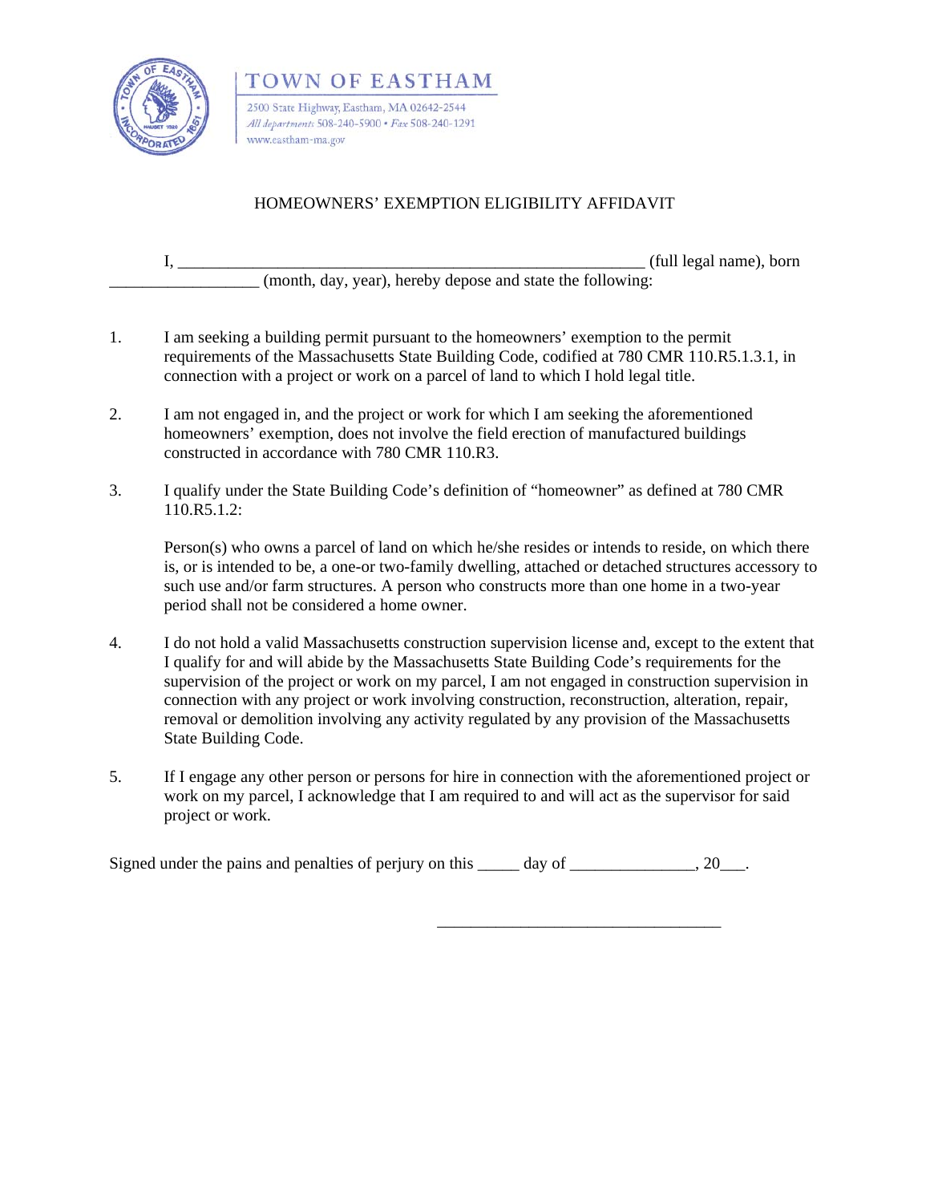**TOWN OF EASTHAM**

2500 State Highway, Eastham, MA 02642-2544
*All departments* 508-240-5900 • *Fax* 508-240-1291
www.eastham-ma.gov

# HOMEOWNERS' EXEMPTION ELIGIBILITY AFFIDAVIT

I, ____________________________________________________________ (full legal name), born __________________ (month, day, year), hereby depose and state the following:

1. I am seeking a building permit pursuant to the homeowners' exemption to the permit requirements of the Massachusetts State Building Code, codified at 780 CMR 110.R5.1.3.1, in connection with a project or work on a parcel of land to which I hold legal title.

2. I am not engaged in, and the project or work for which I am seeking the aforementioned homeowners' exemption, does not involve the field erection of manufactured buildings constructed in accordance with 780 CMR 110.R3.

3. I qualify under the State Building Code's definition of "homeowner" as defined at 780 CMR 110.R5.1.2:

   Person(s) who owns a parcel of land on which he/she resides or intends to reside, on which there is, or is intended to be, a one-or two-family dwelling, attached or detached structures accessory to such use and/or farm structures. A person who constructs more than one home in a two-year period shall not be considered a home owner.

4. I do not hold a valid Massachusetts construction supervision license and, except to the extent that I qualify for and will abide by the Massachusetts State Building Code's requirements for the supervision of the project or work on my parcel, I am not engaged in construction supervision in connection with any project or work involving construction, reconstruction, alteration, repair, removal or demolition involving any activity regulated by any provision of the Massachusetts State Building Code.

5. If I engage any other person or persons for hire in connection with the aforementioned project or work on my parcel, I acknowledge that I am required to and will act as the supervisor for said project or work.

Signed under the pains and penalties of perjury on this _____ day of _______________, 20___.

__________________________________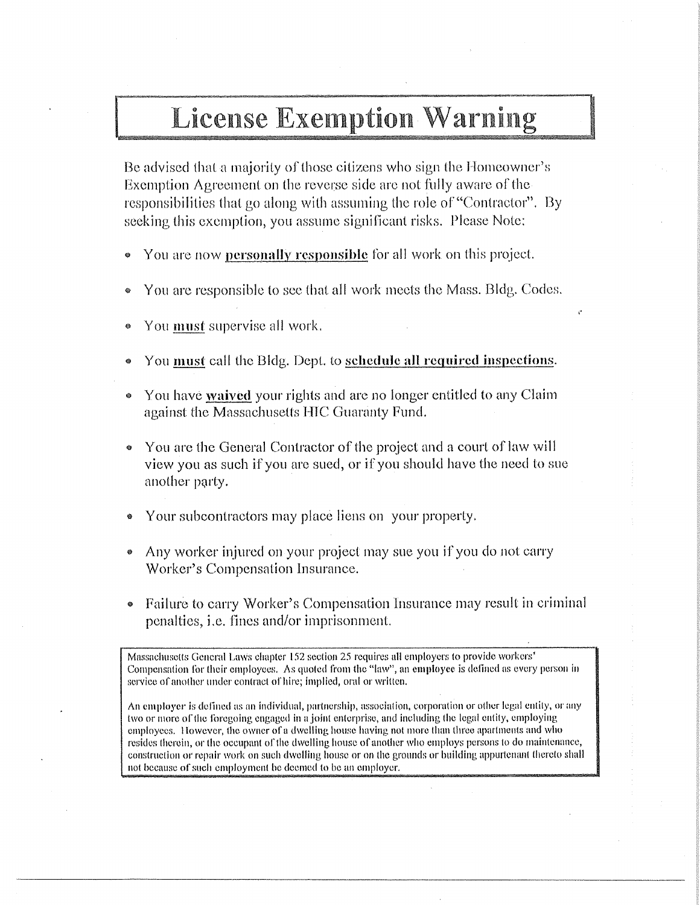# License Exemption Warning

Be advised that a majority of those citizens who sign the Homeowner's Exemption Agreement on the reverse side are not fully aware of the responsibilities that go along with assuming the role of "Contractor". By seeking this exemption, you assume significant risks. Please Note:

- You are now **personally responsible** for all work on this project.
- You are responsible to see that all work meets the Mass. Bldg. Codes.
- You **must** supervise all work.
- You **must** call the Bldg. Dept. to **schedule all required inspections**.
- You have **waived** your rights and are no longer entitled to any Claim against the Massachusetts HIC Guaranty Fund.
- You are the General Contractor of the project and a court of law will view you as such if you are sued, or if you should have the need to sue another party.
- Your subcontractors may place liens on your property.
- Any worker injured on your project may sue you if you do not carry Worker's Compensation Insurance.
- Failure to carry Worker's Compensation Insurance may result in criminal penalties, i.e. fines and/or imprisonment.

Massachusetts General Laws chapter 152 section 25 requires all employers to provide workers' Compensation for their employees. As quoted from the "law", an **employee** is defined as every person in service of another under contract of hire; implied, oral or written.

An **employer** is defined as an individual, partnership, association, corporation or other legal entity, or any two or more of the foregoing engaged in a joint enterprise, and including the legal entity, employing employees. However, the owner of a dwelling house having not more than three apartments and who resides therein, or the occupant of the dwelling house of another who employs persons to do maintenance, construction or repair work on such dwelling house or on the grounds or building appurtenant thereto shall not because of such employment be deemed to be an employer.